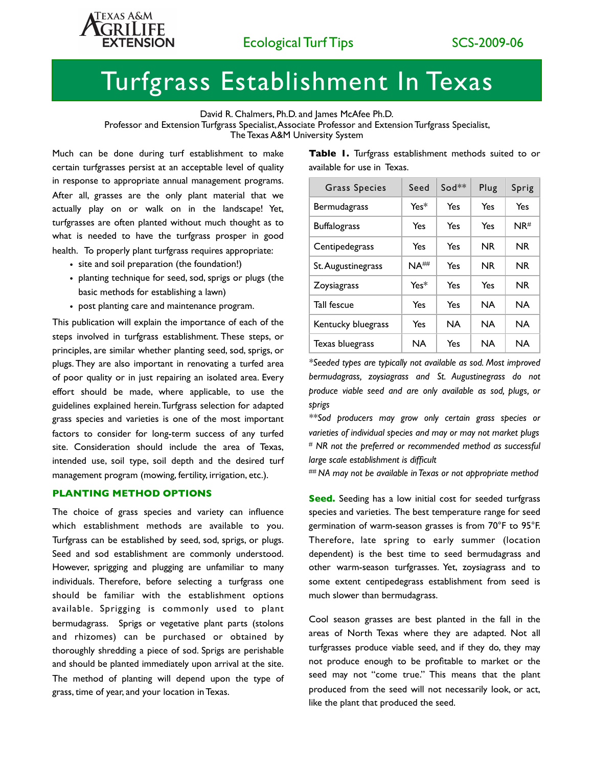Ecological Turf Tips SCS-2009-06

# Turfgrass Establishment In Texas

David R. Chalmers, Ph.D. and James McAfee Ph.D.
Professor and Extension Turfgrass Specialist, Associate Professor and Extension Turfgrass Specialist,
The Texas A&M University System

Much can be done during turf establishment to make certain turfgrasses persist at an acceptable level of quality in response to appropriate annual management programs. After all, grasses are the only plant material that we actually play on or walk on in the landscape! Yet, turfgrasses are often planted without much thought as to what is needed to have the turfgrass prosper in good health. To properly plant turfgrass requires appropriate:

- site and soil preparation (the foundation!)
- planting technique for seed, sod, sprigs or plugs (the basic methods for establishing a lawn)
- post planting care and maintenance program.

This publication will explain the importance of each of the steps involved in turfgrass establishment. These steps, or principles, are similar whether planting seed, sod, sprigs, or plugs. They are also important in renovating a turfed area of poor quality or in just repairing an isolated area. Every effort should be made, where applicable, to use the guidelines explained herein. Turfgrass selection for adapted grass species and varieties is one of the most important factors to consider for long-term success of any turfed site. Consideration should include the area of Texas, intended use, soil type, soil depth and the desired turf management program (mowing, fertility, irrigation, etc.).

## PLANTING METHOD OPTIONS

The choice of grass species and variety can influence which establishment methods are available to you. Turfgrass can be established by seed, sod, sprigs, or plugs. Seed and sod establishment are commonly understood. However, sprigging and plugging are unfamiliar to many individuals. Therefore, before selecting a turfgrass one should be familiar with the establishment options available. Sprigging is commonly used to plant bermudagrass. Sprigs or vegetative plant parts (stolons and rhizomes) can be purchased or obtained by thoroughly shredding a piece of sod. Sprigs are perishable and should be planted immediately upon arrival at the site. The method of planting will depend upon the type of grass, time of year, and your location in Texas.

**Table 1.** Turfgrass establishment methods suited to or available for use in Texas.

| Grass Species | Seed | Sod** | Plug | Sprig |
|---|---|---|---|---|
| Bermudagrass | Yes* | Yes | Yes | Yes |
| Buffalograss | Yes | Yes | Yes | NR# |
| Centipedegrass | Yes | Yes | NR | NR |
| St. Augustinegrass | NA## | Yes | NR | NR |
| Zoysiagrass | Yes* | Yes | Yes | NR |
| Tall fescue | Yes | Yes | NA | NA |
| Kentucky bluegrass | Yes | NA | NA | NA |
| Texas bluegrass | NA | Yes | NA | NA |

*\*Seeded types are typically not available as sod. Most improved bermudagrass, zoysiagrass and St. Augustinegrass do not produce viable seed and are only available as sod, plugs, or sprigs*

*\*\*Sod producers may grow only certain grass species or varieties of individual species and may or may not market plugs*

*# NR not the preferred or recommended method as successful large scale establishment is difficult*

*## NA may not be available in Texas or not appropriate method*

**Seed.** Seeding has a low initial cost for seeded turfgrass species and varieties. The best temperature range for seed germination of warm-season grasses is from 70°F to 95°F. Therefore, late spring to early summer (location dependent) is the best time to seed bermudagrass and other warm-season turfgrasses. Yet, zoysiagrass and to some extent centipedegrass establishment from seed is much slower than bermudagrass.

Cool season grasses are best planted in the fall in the areas of North Texas where they are adapted. Not all turfgrasses produce viable seed, and if they do, they may not produce enough to be profitable to market or the seed may not "come true." This means that the plant produced from the seed will not necessarily look, or act, like the plant that produced the seed.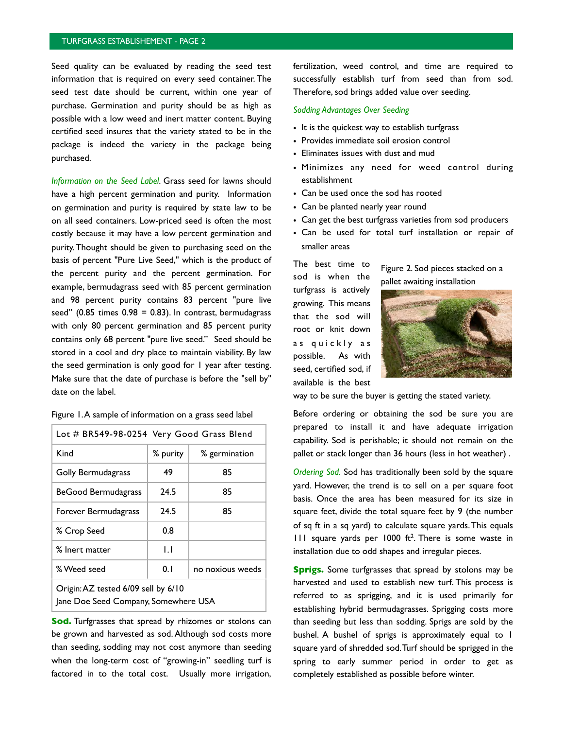Seed quality can be evaluated by reading the seed test information that is required on every seed container. The seed test date should be current, within one year of purchase. Germination and purity should be as high as possible with a low weed and inert matter content. Buying certified seed insures that the variety stated to be in the package is indeed the variety in the package being purchased.

*Information on the Seed Label*. Grass seed for lawns should have a high percent germination and purity. Information on germination and purity is required by state law to be on all seed containers. Low-priced seed is often the most costly because it may have a low percent germination and purity. Thought should be given to purchasing seed on the basis of percent "Pure Live Seed," which is the product of the percent purity and the percent germination. For example, bermudagrass seed with 85 percent germination and 98 percent purity contains 83 percent "pure live seed" (0.85 times 0.98 = 0.83). In contrast, bermudagrass with only 80 percent germination and 85 percent purity contains only 68 percent "pure live seed." Seed should be stored in a cool and dry place to maintain viability. By law the seed germination is only good for 1 year after testing. Make sure that the date of purchase is before the "sell by" date on the label.

Figure 1. A sample of information on a grass seed label

| Lot # BR549-98-0254 Very Good Grass Blend | | |
|---|---|---|
| Kind | % purity | % germination |
| Golly Bermudagrass | 49 | 85 |
| BeGood Bermudagrass | 24.5 | 85 |
| Forever Bermudagrass | 24.5 | 85 |
| % Crop Seed | 0.8 | |
| % Inert matter | 1.1 | |
| % Weed seed | 0.1 | no noxious weeds |
| Origin: AZ tested 6/09 sell by 6/10<br>Jane Doe Seed Company, Somewhere USA | | |

**Sod.** Turfgrasses that spread by rhizomes or stolons can be grown and harvested as sod. Although sod costs more than seeding, sodding may not cost anymore than seeding when the long-term cost of "growing-in" seedling turf is factored in to the total cost. Usually more irrigation, fertilization, weed control, and time are required to successfully establish turf from seed than from sod. Therefore, sod brings added value over seeding.

*Sodding Advantages Over Seeding*

- It is the quickest way to establish turfgrass
- Provides immediate soil erosion control
- Eliminates issues with dust and mud
- Minimizes any need for weed control during establishment
- Can be used once the sod has rooted
- Can be planted nearly year round
- Can get the best turfgrass varieties from sod producers
- Can be used for total turf installation or repair of smaller areas

The best time to sod is when the turfgrass is actively growing. This means that the sod will root or knit down as quickly as possible. As with seed, certified sod, if available is the best way to be sure the buyer is getting the stated variety.

Figure 2. Sod pieces stacked on a pallet awaiting installation

Before ordering or obtaining the sod be sure you are prepared to install it and have adequate irrigation capability. Sod is perishable; it should not remain on the pallet or stack longer than 36 hours (less in hot weather).

*Ordering Sod.* Sod has traditionally been sold by the square yard. However, the trend is to sell on a per square foot basis. Once the area has been measured for its size in square feet, divide the total square feet by 9 (the number of sq ft in a sq yard) to calculate square yards. This equals 111 square yards per 1000 $ft^2$. There is some waste in installation due to odd shapes and irregular pieces.

**Sprigs.** Some turfgrasses that spread by stolons may be harvested and used to establish new turf. This process is referred to as sprigging, and it is used primarily for establishing hybrid bermudagrasses. Sprigging costs more than seeding but less than sodding. Sprigs are sold by the bushel. A bushel of sprigs is approximately equal to 1 square yard of shredded sod. Turf should be sprigged in the spring to early summer period in order to get as completely established as possible before winter.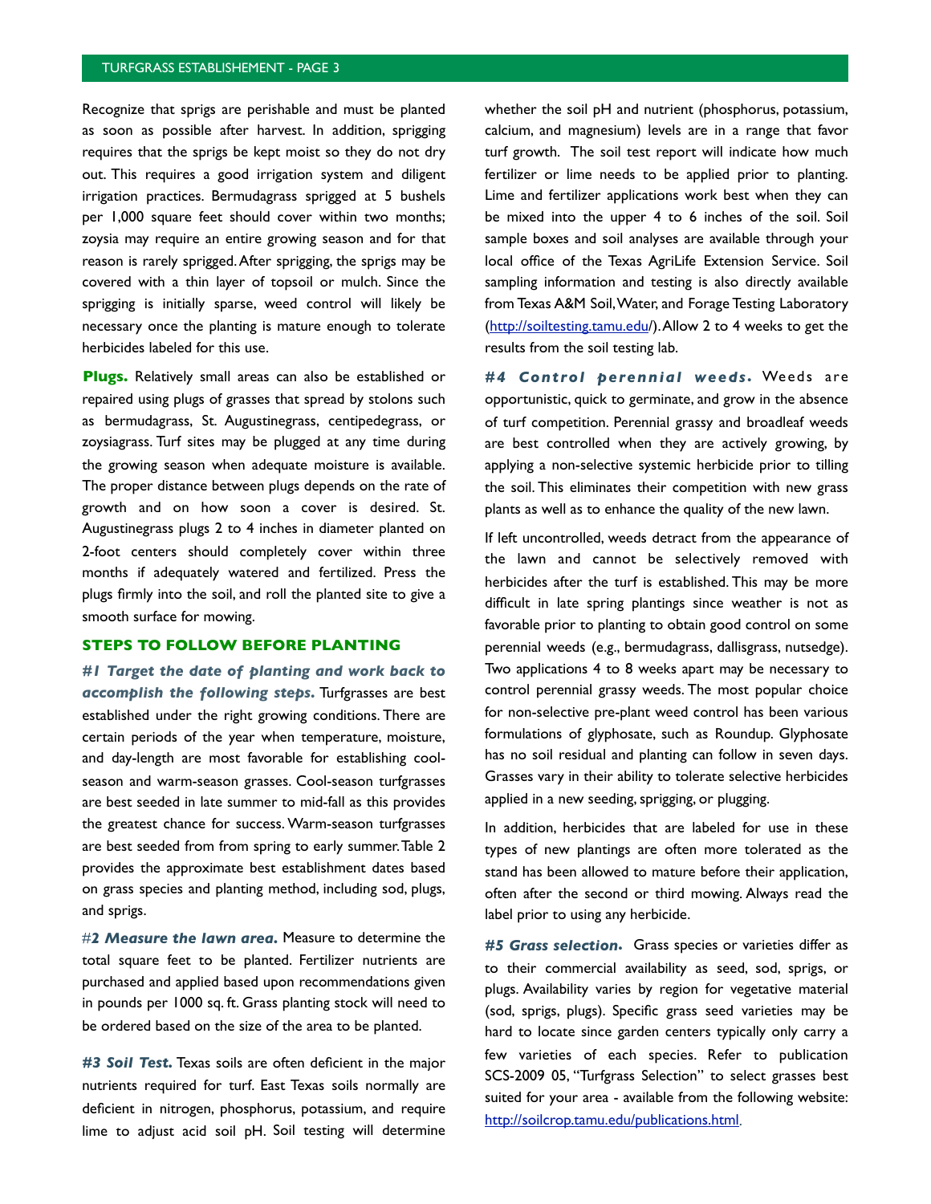Recognize that sprigs are perishable and must be planted as soon as possible after harvest. In addition, sprigging requires that the sprigs be kept moist so they do not dry out. This requires a good irrigation system and diligent irrigation practices. Bermudagrass sprigged at 5 bushels per 1,000 square feet should cover within two months; zoysia may require an entire growing season and for that reason is rarely sprigged. After sprigging, the sprigs may be covered with a thin layer of topsoil or mulch. Since the sprigging is initially sparse, weed control will likely be necessary once the planting is mature enough to tolerate herbicides labeled for this use.

**Plugs.** Relatively small areas can also be established or repaired using plugs of grasses that spread by stolons such as bermudagrass, St. Augustinegrass, centipedegrass, or zoysiagrass. Turf sites may be plugged at any time during the growing season when adequate moisture is available. The proper distance between plugs depends on the rate of growth and on how soon a cover is desired. St. Augustinegrass plugs 2 to 4 inches in diameter planted on 2-foot centers should completely cover within three months if adequately watered and fertilized. Press the plugs firmly into the soil, and roll the planted site to give a smooth surface for mowing.

## STEPS TO FOLLOW BEFORE PLANTING

***#1 Target the date of planting and work back to accomplish the following steps.*** Turfgrasses are best established under the right growing conditions. There are certain periods of the year when temperature, moisture, and day-length are most favorable for establishing cool-season and warm-season grasses. Cool-season turfgrasses are best seeded in late summer to mid-fall as this provides the greatest chance for success. Warm-season turfgrasses are best seeded from from spring to early summer. Table 2 provides the approximate best establishment dates based on grass species and planting method, including sod, plugs, and sprigs.

***#2 Measure the lawn area.*** Measure to determine the total square feet to be planted. Fertilizer nutrients are purchased and applied based upon recommendations given in pounds per 1000 sq. ft. Grass planting stock will need to be ordered based on the size of the area to be planted.

***#3 Soil Test.*** Texas soils are often deficient in the major nutrients required for turf. East Texas soils normally are deficient in nitrogen, phosphorus, potassium, and require lime to adjust acid soil pH. Soil testing will determine whether the soil pH and nutrient (phosphorus, potassium, calcium, and magnesium) levels are in a range that favor turf growth. The soil test report will indicate how much fertilizer or lime needs to be applied prior to planting. Lime and fertilizer applications work best when they can be mixed into the upper 4 to 6 inches of the soil. Soil sample boxes and soil analyses are available through your local office of the Texas AgriLife Extension Service. Soil sampling information and testing is also directly available from Texas A&M Soil, Water, and Forage Testing Laboratory (http://soiltesting.tamu.edu/). Allow 2 to 4 weeks to get the results from the soil testing lab.

***#4 Control perennial weeds.*** Weeds are opportunistic, quick to germinate, and grow in the absence of turf competition. Perennial grassy and broadleaf weeds are best controlled when they are actively growing, by applying a non-selective systemic herbicide prior to tilling the soil. This eliminates their competition with new grass plants as well as to enhance the quality of the new lawn.

If left uncontrolled, weeds detract from the appearance of the lawn and cannot be selectively removed with herbicides after the turf is established. This may be more difficult in late spring plantings since weather is not as favorable prior to planting to obtain good control on some perennial weeds (e.g., bermudagrass, dallisgrass, nutsedge). Two applications 4 to 8 weeks apart may be necessary to control perennial grassy weeds. The most popular choice for non-selective pre-plant weed control has been various formulations of glyphosate, such as Roundup. Glyphosate has no soil residual and planting can follow in seven days. Grasses vary in their ability to tolerate selective herbicides applied in a new seeding, sprigging, or plugging.

In addition, herbicides that are labeled for use in these types of new plantings are often more tolerated as the stand has been allowed to mature before their application, often after the second or third mowing. Always read the label prior to using any herbicide.

***#5 Grass selection.*** Grass species or varieties differ as to their commercial availability as seed, sod, sprigs, or plugs. Availability varies by region for vegetative material (sod, sprigs, plugs). Specific grass seed varieties may be hard to locate since garden centers typically only carry a few varieties of each species. Refer to publication SCS-2009 05, "Turfgrass Selection" to select grasses best suited for your area - available from the following website: http://soilcrop.tamu.edu/publications.html.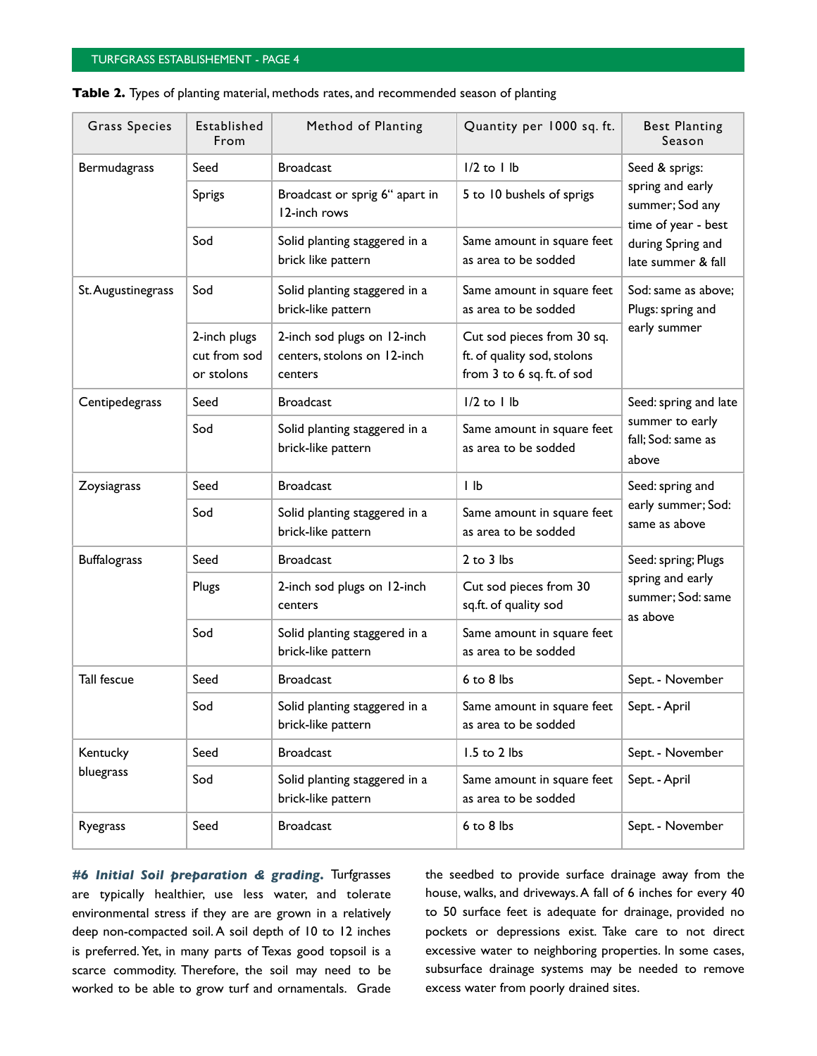**Table 2.** Types of planting material, methods rates, and recommended season of planting

| Grass Species | Established From | Method of Planting | Quantity per 1000 sq. ft. | Best Planting Season |
|---|---|---|---|---|
| Bermudagrass | Seed | Broadcast | 1/2 to 1 lb | Seed & sprigs: spring and early summer; Sod any time of year - best during Spring and late summer & fall |
| | Sprigs | Broadcast or sprig 6" apart in 12-inch rows | 5 to 10 bushels of sprigs | |
| | Sod | Solid planting staggered in a brick like pattern | Same amount in square feet as area to be sodded | |
| St. Augustinegrass | Sod | Solid planting staggered in a brick-like pattern | Same amount in square feet as area to be sodded | Sod: same as above; Plugs: spring and early summer |
| | 2-inch plugs cut from sod or stolons | 2-inch sod plugs on 12-inch centers, stolons on 12-inch centers | Cut sod pieces from 30 sq. ft. of quality sod, stolons from 3 to 6 sq. ft. of sod | |
| Centipedegrass | Seed | Broadcast | 1/2 to 1 lb | Seed: spring and late summer to early fall; Sod: same as above |
| | Sod | Solid planting staggered in a brick-like pattern | Same amount in square feet as area to be sodded | |
| Zoysiagrass | Seed | Broadcast | 1 lb | Seed: spring and early summer; Sod: same as above |
| | Sod | Solid planting staggered in a brick-like pattern | Same amount in square feet as area to be sodded | |
| Buffalograss | Seed | Broadcast | 2 to 3 lbs | Seed: spring; Plugs spring and early summer; Sod: same as above |
| | Plugs | 2-inch sod plugs on 12-inch centers | Cut sod pieces from 30 sq.ft. of quality sod | |
| | Sod | Solid planting staggered in a brick-like pattern | Same amount in square feet as area to be sodded | |
| Tall fescue | Seed | Broadcast | 6 to 8 lbs | Sept. - November |
| | Sod | Solid planting staggered in a brick-like pattern | Same amount in square feet as area to be sodded | Sept. - April |
| Kentucky bluegrass | Seed | Broadcast | 1.5 to 2 lbs | Sept. - November |
| | Sod | Solid planting staggered in a brick-like pattern | Same amount in square feet as area to be sodded | Sept. - April |
| Ryegrass | Seed | Broadcast | 6 to 8 lbs | Sept. - November |

***#6 Initial Soil preparation & grading.*** Turfgrasses are typically healthier, use less water, and tolerate environmental stress if they are are grown in a relatively deep non-compacted soil. A soil depth of 10 to 12 inches is preferred. Yet, in many parts of Texas good topsoil is a scarce commodity. Therefore, the soil may need to be worked to be able to grow turf and ornamentals. Grade the seedbed to provide surface drainage away from the house, walks, and driveways. A fall of 6 inches for every 40 to 50 surface feet is adequate for drainage, provided no pockets or depressions exist. Take care to not direct excessive water to neighboring properties. In some cases, subsurface drainage systems may be needed to remove excess water from poorly drained sites.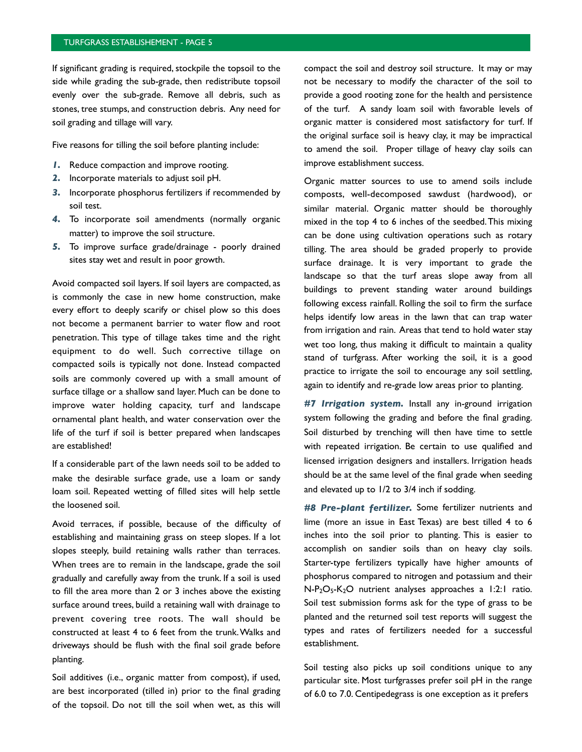If significant grading is required, stockpile the topsoil to the side while grading the sub-grade, then redistribute topsoil evenly over the sub-grade. Remove all debris, such as stones, tree stumps, and construction debris. Any need for soil grading and tillage will vary.

Five reasons for tilling the soil before planting include:

1. Reduce compaction and improve rooting.
2. Incorporate materials to adjust soil pH.
3. Incorporate phosphorus fertilizers if recommended by soil test.
4. To incorporate soil amendments (normally organic matter) to improve the soil structure.
5. To improve surface grade/drainage - poorly drained sites stay wet and result in poor growth.

Avoid compacted soil layers. If soil layers are compacted, as is commonly the case in new home construction, make every effort to deeply scarify or chisel plow so this does not become a permanent barrier to water flow and root penetration. This type of tillage takes time and the right equipment to do well. Such corrective tillage on compacted soils is typically not done. Instead compacted soils are commonly covered up with a small amount of surface tillage or a shallow sand layer. Much can be done to improve water holding capacity, turf and landscape ornamental plant health, and water conservation over the life of the turf if soil is better prepared when landscapes are established!

If a considerable part of the lawn needs soil to be added to make the desirable surface grade, use a loam or sandy loam soil. Repeated wetting of filled sites will help settle the loosened soil.

Avoid terraces, if possible, because of the difficulty of establishing and maintaining grass on steep slopes. If a lot slopes steeply, build retaining walls rather than terraces. When trees are to remain in the landscape, grade the soil gradually and carefully away from the trunk. If a soil is used to fill the area more than 2 or 3 inches above the existing surface around trees, build a retaining wall with drainage to prevent covering tree roots. The wall should be constructed at least 4 to 6 feet from the trunk. Walks and driveways should be flush with the final soil grade before planting.

Soil additives (i.e., organic matter from compost), if used, are best incorporated (tilled in) prior to the final grading of the topsoil. Do not till the soil when wet, as this will compact the soil and destroy soil structure. It may or may not be necessary to modify the character of the soil to provide a good rooting zone for the health and persistence of the turf. A sandy loam soil with favorable levels of organic matter is considered most satisfactory for turf. If the original surface soil is heavy clay, it may be impractical to amend the soil. Proper tillage of heavy clay soils can improve establishment success.

Organic matter sources to use to amend soils include composts, well-decomposed sawdust (hardwood), or similar material. Organic matter should be thoroughly mixed in the top 4 to 6 inches of the seedbed. This mixing can be done using cultivation operations such as rotary tilling. The area should be graded properly to provide surface drainage. It is very important to grade the landscape so that the turf areas slope away from all buildings to prevent standing water around buildings following excess rainfall. Rolling the soil to firm the surface helps identify low areas in the lawn that can trap water from irrigation and rain. Areas that tend to hold water stay wet too long, thus making it difficult to maintain a quality stand of turfgrass. After working the soil, it is a good practice to irrigate the soil to encourage any soil settling, again to identify and re-grade low areas prior to planting.

***#7 Irrigation system.*** Install any in-ground irrigation system following the grading and before the final grading. Soil disturbed by trenching will then have time to settle with repeated irrigation. Be certain to use qualified and licensed irrigation designers and installers. Irrigation heads should be at the same level of the final grade when seeding and elevated up to 1/2 to 3/4 inch if sodding.

***#8 Pre-plant fertilizer.*** Some fertilizer nutrients and lime (more an issue in East Texas) are best tilled 4 to 6 inches into the soil prior to planting. This is easier to accomplish on sandier soils than on heavy clay soils. Starter-type fertilizers typically have higher amounts of phosphorus compared to nitrogen and potassium and their $N$-$P_2O_5$-$K_2O$ nutrient analyses approaches a 1:2:1 ratio. Soil test submission forms ask for the type of grass to be planted and the returned soil test reports will suggest the types and rates of fertilizers needed for a successful establishment.

Soil testing also picks up soil conditions unique to any particular site. Most turfgrasses prefer soil pH in the range of 6.0 to 7.0. Centipedegrass is one exception as it prefers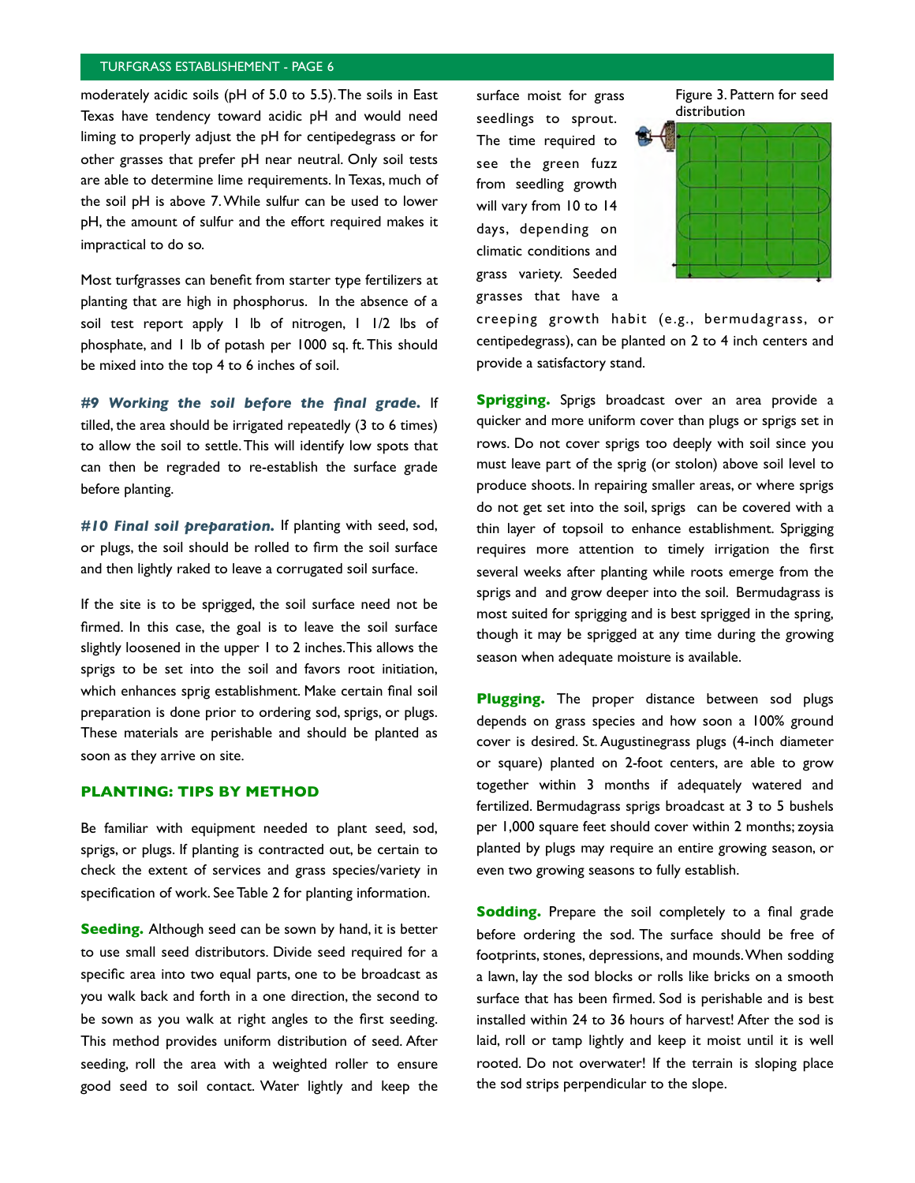moderately acidic soils (pH of 5.0 to 5.5). The soils in East Texas have tendency toward acidic pH and would need liming to properly adjust the pH for centipedegrass or for other grasses that prefer pH near neutral. Only soil tests are able to determine lime requirements. In Texas, much of the soil pH is above 7. While sulfur can be used to lower pH, the amount of sulfur and the effort required makes it impractical to do so.

Most turfgrasses can benefit from starter type fertilizers at planting that are high in phosphorus. In the absence of a soil test report apply 1 lb of nitrogen, 1 1/2 lbs of phosphate, and 1 lb of potash per 1000 sq. ft. This should be mixed into the top 4 to 6 inches of soil.

***#9 Working the soil before the final grade.*** If tilled, the area should be irrigated repeatedly (3 to 6 times) to allow the soil to settle. This will identify low spots that can then be regraded to re-establish the surface grade before planting.

***#10 Final soil preparation.*** If planting with seed, sod, or plugs, the soil should be rolled to firm the soil surface and then lightly raked to leave a corrugated soil surface.

If the site is to be sprigged, the soil surface need not be firmed. In this case, the goal is to leave the soil surface slightly loosened in the upper 1 to 2 inches. This allows the sprigs to be set into the soil and favors root initiation, which enhances sprig establishment. Make certain final soil preparation is done prior to ordering sod, sprigs, or plugs. These materials are perishable and should be planted as soon as they arrive on site.

## PLANTING: TIPS BY METHOD

Be familiar with equipment needed to plant seed, sod, sprigs, or plugs. If planting is contracted out, be certain to check the extent of services and grass species/variety in specification of work. See Table 2 for planting information.

**Seeding.** Although seed can be sown by hand, it is better to use small seed distributors. Divide seed required for a specific area into two equal parts, one to be broadcast as you walk back and forth in a one direction, the second to be sown as you walk at right angles to the first seeding. This method provides uniform distribution of seed. After seeding, roll the area with a weighted roller to ensure good seed to soil contact. Water lightly and keep the surface moist for grass seedlings to sprout. The time required to see the green fuzz from seedling growth will vary from 10 to 14 days, depending on climatic conditions and grass variety. Seeded grasses that have a creeping growth habit (e.g., bermudagrass, or centipedegrass), can be planted on 2 to 4 inch centers and provide a satisfactory stand.

Figure 3. Pattern for seed distribution

**Sprigging.** Sprigs broadcast over an area provide a quicker and more uniform cover than plugs or sprigs set in rows. Do not cover sprigs too deeply with soil since you must leave part of the sprig (or stolon) above soil level to produce shoots. In repairing smaller areas, or where sprigs do not get set into the soil, sprigs can be covered with a thin layer of topsoil to enhance establishment. Sprigging requires more attention to timely irrigation the first several weeks after planting while roots emerge from the sprigs and and grow deeper into the soil. Bermudagrass is most suited for sprigging and is best sprigged in the spring, though it may be sprigged at any time during the growing season when adequate moisture is available.

**Plugging.** The proper distance between sod plugs depends on grass species and how soon a 100% ground cover is desired. St. Augustinegrass plugs (4-inch diameter or square) planted on 2-foot centers, are able to grow together within 3 months if adequately watered and fertilized. Bermudagrass sprigs broadcast at 3 to 5 bushels per 1,000 square feet should cover within 2 months; zoysia planted by plugs may require an entire growing season, or even two growing seasons to fully establish.

**Sodding.** Prepare the soil completely to a final grade before ordering the sod. The surface should be free of footprints, stones, depressions, and mounds. When sodding a lawn, lay the sod blocks or rolls like bricks on a smooth surface that has been firmed. Sod is perishable and is best installed within 24 to 36 hours of harvest! After the sod is laid, roll or tamp lightly and keep it moist until it is well rooted. Do not overwater! If the terrain is sloping place the sod strips perpendicular to the slope.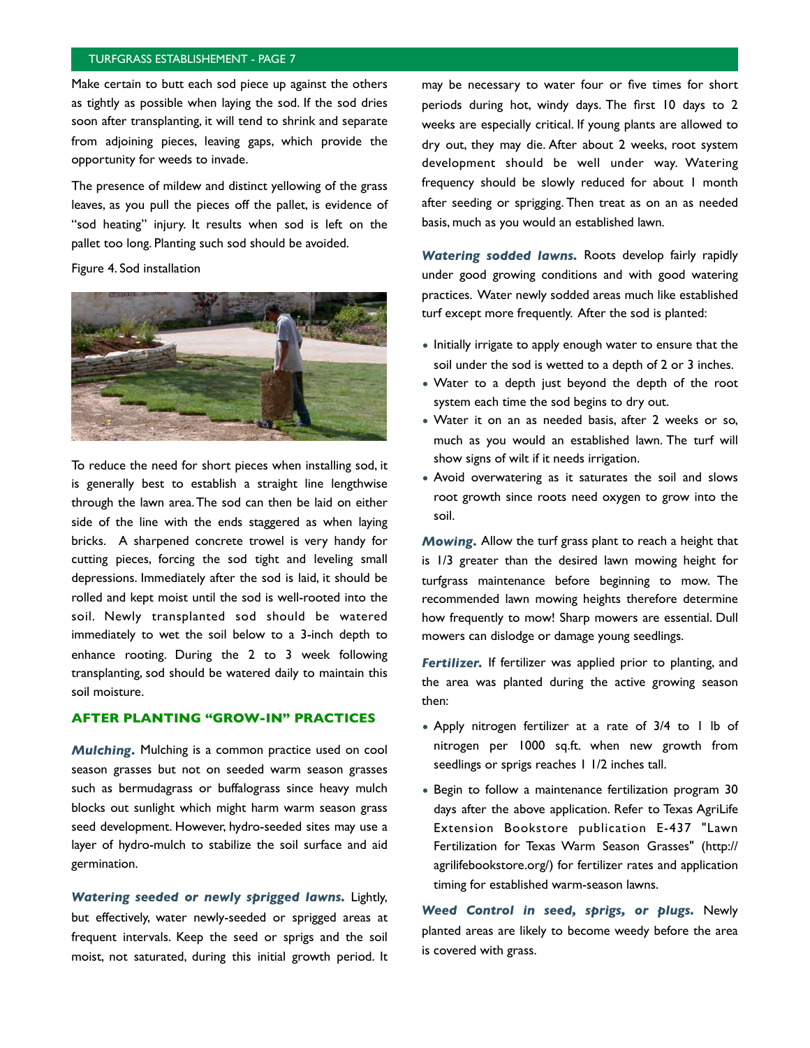Make certain to butt each sod piece up against the others as tightly as possible when laying the sod. If the sod dries soon after transplanting, it will tend to shrink and separate from adjoining pieces, leaving gaps, which provide the opportunity for weeds to invade.

The presence of mildew and distinct yellowing of the grass leaves, as you pull the pieces off the pallet, is evidence of "sod heating" injury. It results when sod is left on the pallet too long. Planting such sod should be avoided.

Figure 4. Sod installation

To reduce the need for short pieces when installing sod, it is generally best to establish a straight line lengthwise through the lawn area. The sod can then be laid on either side of the line with the ends staggered as when laying bricks. A sharpened concrete trowel is very handy for cutting pieces, forcing the sod tight and leveling small depressions. Immediately after the sod is laid, it should be rolled and kept moist until the sod is well-rooted into the soil. Newly transplanted sod should be watered immediately to wet the soil below to a 3-inch depth to enhance rooting. During the 2 to 3 week following transplanting, sod should be watered daily to maintain this soil moisture.

## AFTER PLANTING "GROW-IN" PRACTICES

***Mulching.*** Mulching is a common practice used on cool season grasses but not on seeded warm season grasses such as bermudagrass or buffalograss since heavy mulch blocks out sunlight which might harm warm season grass seed development. However, hydro-seeded sites may use a layer of hydro-mulch to stabilize the soil surface and aid germination.

***Watering seeded or newly sprigged lawns.*** Lightly, but effectively, water newly-seeded or sprigged areas at frequent intervals. Keep the seed or sprigs and the soil moist, not saturated, during this initial growth period. It may be necessary to water four or five times for short periods during hot, windy days. The first 10 days to 2 weeks are especially critical. If young plants are allowed to dry out, they may die. After about 2 weeks, root system development should be well under way. Watering frequency should be slowly reduced for about 1 month after seeding or sprigging. Then treat as on an as needed basis, much as you would an established lawn.

***Watering sodded lawns.*** Roots develop fairly rapidly under good growing conditions and with good watering practices. Water newly sodded areas much like established turf except more frequently. After the sod is planted:

- Initially irrigate to apply enough water to ensure that the soil under the sod is wetted to a depth of 2 or 3 inches.
- Water to a depth just beyond the depth of the root system each time the sod begins to dry out.
- Water it on an as needed basis, after 2 weeks or so, much as you would an established lawn. The turf will show signs of wilt if it needs irrigation.
- Avoid overwatering as it saturates the soil and slows root growth since roots need oxygen to grow into the soil.

***Mowing.*** Allow the turf grass plant to reach a height that is 1/3 greater than the desired lawn mowing height for turfgrass maintenance before beginning to mow. The recommended lawn mowing heights therefore determine how frequently to mow! Sharp mowers are essential. Dull mowers can dislodge or damage young seedlings.

***Fertilizer.*** If fertilizer was applied prior to planting, and the area was planted during the active growing season then:

- Apply nitrogen fertilizer at a rate of 3/4 to 1 lb of nitrogen per 1000 sq.ft. when new growth from seedlings or sprigs reaches 1 1/2 inches tall.
- Begin to follow a maintenance fertilization program 30 days after the above application. Refer to Texas AgriLife Extension Bookstore publication E-437 "Lawn Fertilization for Texas Warm Season Grasses" (http://agrilifebookstore.org/) for fertilizer rates and application timing for established warm-season lawns.

***Weed Control in seed, sprigs, or plugs.*** Newly planted areas are likely to become weedy before the area is covered with grass.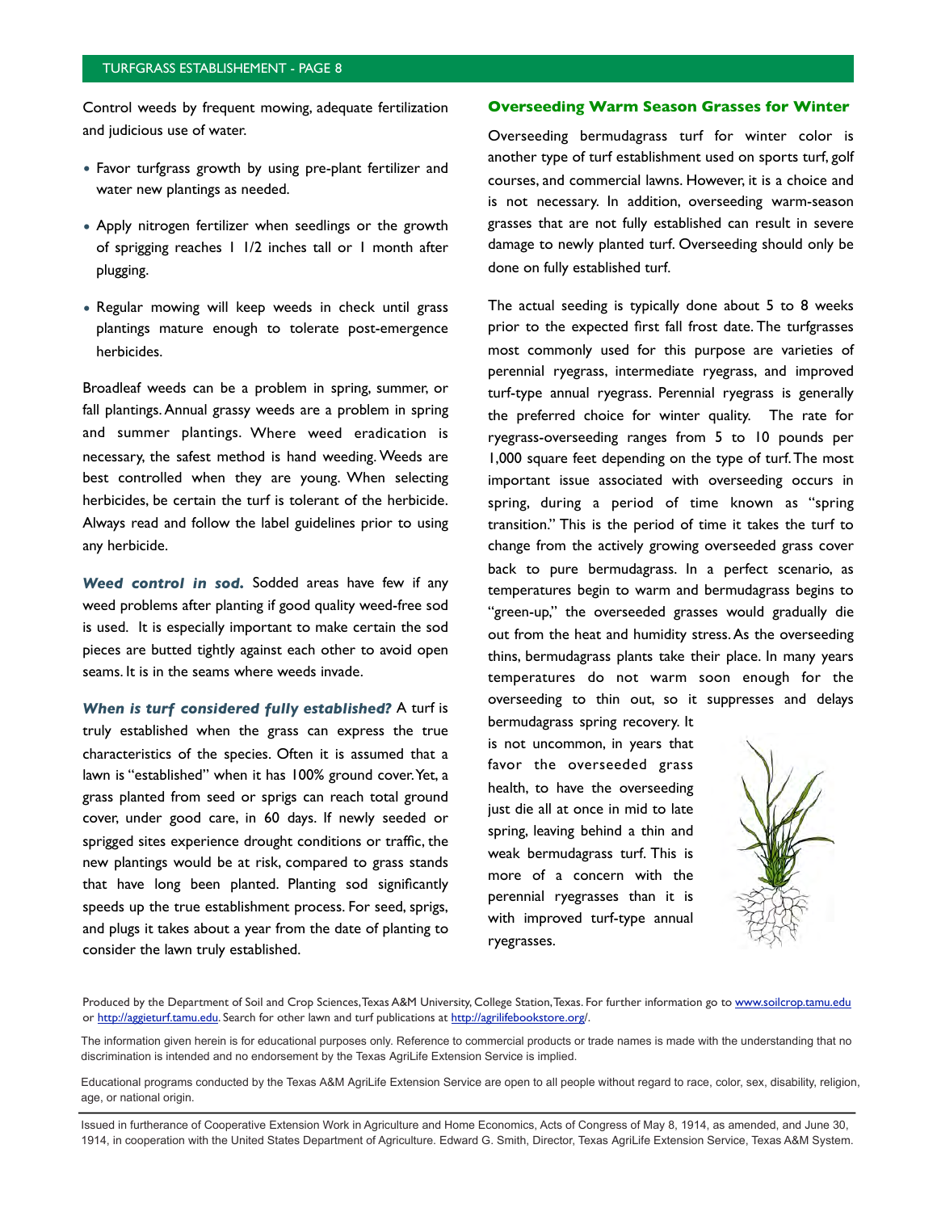Control weeds by frequent mowing, adequate fertilization and judicious use of water.

- Favor turfgrass growth by using pre-plant fertilizer and water new plantings as needed.
- Apply nitrogen fertilizer when seedlings or the growth of sprigging reaches 1 1/2 inches tall or 1 month after plugging.
- Regular mowing will keep weeds in check until grass plantings mature enough to tolerate post-emergence herbicides.

Broadleaf weeds can be a problem in spring, summer, or fall plantings. Annual grassy weeds are a problem in spring and summer plantings. Where weed eradication is necessary, the safest method is hand weeding. Weeds are best controlled when they are young. When selecting herbicides, be certain the turf is tolerant of the herbicide. Always read and follow the label guidelines prior to using any herbicide.

***Weed control in sod.*** Sodded areas have few if any weed problems after planting if good quality weed-free sod is used. It is especially important to make certain the sod pieces are butted tightly against each other to avoid open seams. It is in the seams where weeds invade.

***When is turf considered fully established?*** A turf is truly established when the grass can express the true characteristics of the species. Often it is assumed that a lawn is "established" when it has 100% ground cover. Yet, a grass planted from seed or sprigs can reach total ground cover, under good care, in 60 days. If newly seeded or sprigged sites experience drought conditions or traffic, the new plantings would be at risk, compared to grass stands that have long been planted. Planting sod significantly speeds up the true establishment process. For seed, sprigs, and plugs it takes about a year from the date of planting to consider the lawn truly established.

## Overseeding Warm Season Grasses for Winter

Overseeding bermudagrass turf for winter color is another type of turf establishment used on sports turf, golf courses, and commercial lawns. However, it is a choice and is not necessary. In addition, overseeding warm-season grasses that are not fully established can result in severe damage to newly planted turf. Overseeding should only be done on fully established turf.

The actual seeding is typically done about 5 to 8 weeks prior to the expected first fall frost date. The turfgrasses most commonly used for this purpose are varieties of perennial ryegrass, intermediate ryegrass, and improved turf-type annual ryegrass. Perennial ryegrass is generally the preferred choice for winter quality. The rate for ryegrass-overseeding ranges from 5 to 10 pounds per 1,000 square feet depending on the type of turf. The most important issue associated with overseeding occurs in spring, during a period of time known as "spring transition." This is the period of time it takes the turf to change from the actively growing overseeded grass cover back to pure bermudagrass. In a perfect scenario, as temperatures begin to warm and bermudagrass begins to "green-up," the overseeded grasses would gradually die out from the heat and humidity stress. As the overseeding thins, bermudagrass plants take their place. In many years temperatures do not warm soon enough for the overseeding to thin out, so it suppresses and delays bermudagrass spring recovery. It is not uncommon, in years that favor the overseeded grass health, to have the overseeding just die all at once in mid to late spring, leaving behind a thin and weak bermudagrass turf. This is more of a concern with the perennial ryegrasses than it is with improved turf-type annual ryegrasses.

Produced by the Department of Soil and Crop Sciences, Texas A&M University, College Station, Texas. For further information go to www.soilcrop.tamu.edu or http://aggieturf.tamu.edu. Search for other lawn and turf publications at http://agrilifebookstore.org/.

The information given herein is for educational purposes only. Reference to commercial products or trade names is made with the understanding that no discrimination is intended and no endorsement by the Texas AgriLife Extension Service is implied.

Educational programs conducted by the Texas A&M AgriLife Extension Service are open to all people without regard to race, color, sex, disability, religion, age, or national origin.

Issued in furtherance of Cooperative Extension Work in Agriculture and Home Economics, Acts of Congress of May 8, 1914, as amended, and June 30, 1914, in cooperation with the United States Department of Agriculture. Edward G. Smith, Director, Texas AgriLife Extension Service, Texas A&M System.